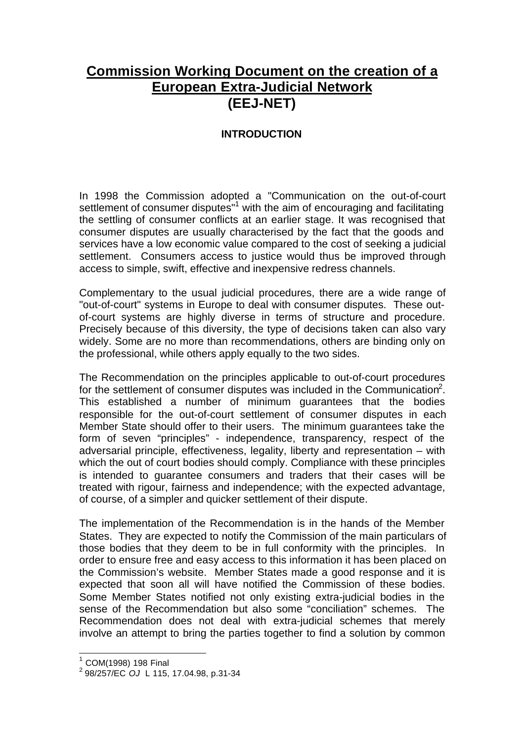# Commission Working Document on the creation of a European Extra-Judicial Network (EEJ-NET)

## INTRODUCTION

In 1998 the Commission adopted a "Communication on the out-of-court settlement of consumer disputes"[1] with the aim of encouraging and facilitating the settling of consumer conflicts at an earlier stage. It was recognised that consumer disputes are usually characterised by the fact that the goods and services have a low economic value compared to the cost of seeking a judicial settlement. Consumers access to justice would thus be improved through access to simple, swift, effective and inexpensive redress channels.

Complementary to the usual judicial procedures, there are a wide range of "out-of-court" systems in Europe to deal with consumer disputes. These out-of-court systems are highly diverse in terms of structure and procedure. Precisely because of this diversity, the type of decisions taken can also vary widely. Some are no more than recommendations, others are binding only on the professional, while others apply equally to the two sides.

The Recommendation on the principles applicable to out-of-court procedures for the settlement of consumer disputes was included in the Communication[2]. This established a number of minimum guarantees that the bodies responsible for the out-of-court settlement of consumer disputes in each Member State should offer to their users. The minimum guarantees take the form of seven "principles" - independence, transparency, respect of the adversarial principle, effectiveness, legality, liberty and representation – with which the out of court bodies should comply. Compliance with these principles is intended to guarantee consumers and traders that their cases will be treated with rigour, fairness and independence; with the expected advantage, of course, of a simpler and quicker settlement of their dispute.

The implementation of the Recommendation is in the hands of the Member States. They are expected to notify the Commission of the main particulars of those bodies that they deem to be in full conformity with the principles. In order to ensure free and easy access to this information it has been placed on the Commission's website. Member States made a good response and it is expected that soon all will have notified the Commission of these bodies. Some Member States notified not only existing extra-judicial bodies in the sense of the Recommendation but also some "conciliation" schemes. The Recommendation does not deal with extra-judicial schemes that merely involve an attempt to bring the parties together to find a solution by common

---

[1] COM(1998) 198 Final

[2] 98/257/EC *OJ* L 115, 17.04.98, p.31-34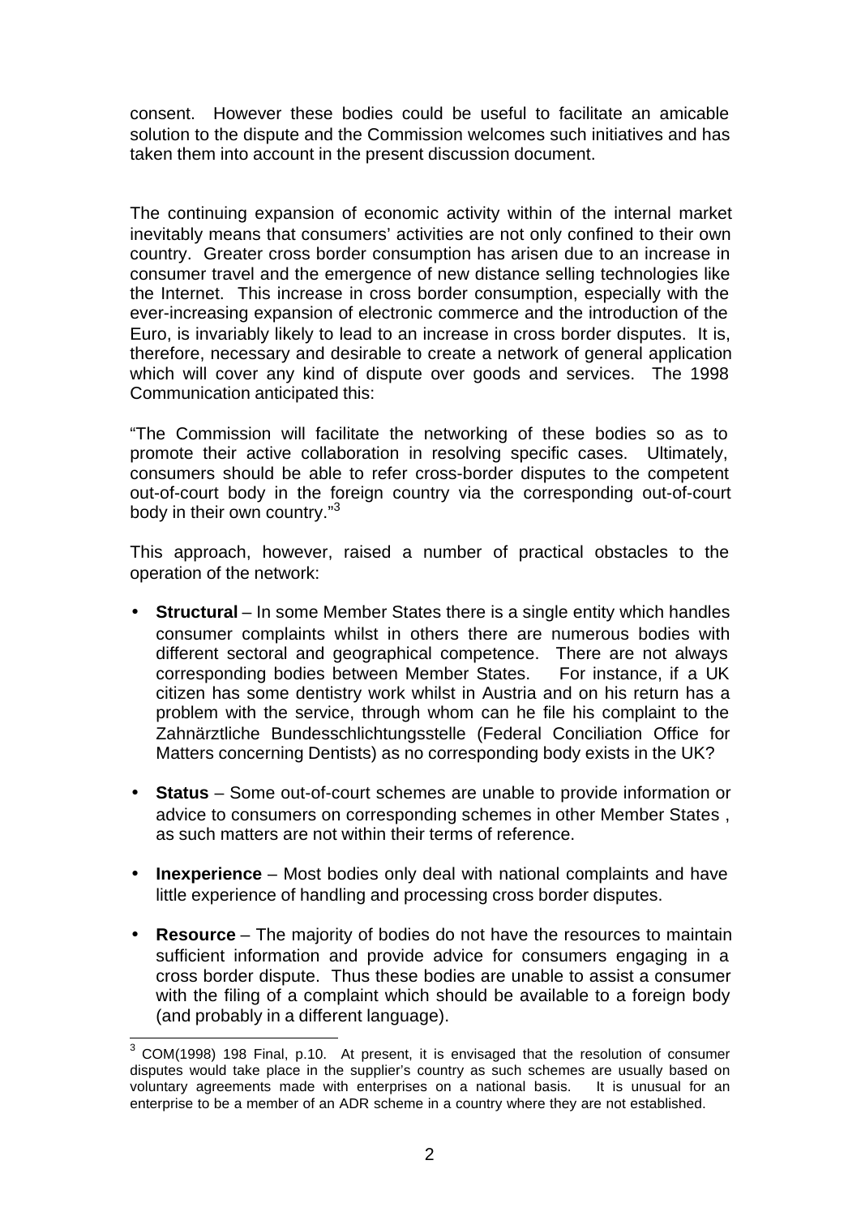consent. However these bodies could be useful to facilitate an amicable solution to the dispute and the Commission welcomes such initiatives and has taken them into account in the present discussion document.

The continuing expansion of economic activity within of the internal market inevitably means that consumers' activities are not only confined to their own country. Greater cross border consumption has arisen due to an increase in consumer travel and the emergence of new distance selling technologies like the Internet. This increase in cross border consumption, especially with the ever-increasing expansion of electronic commerce and the introduction of the Euro, is invariably likely to lead to an increase in cross border disputes. It is, therefore, necessary and desirable to create a network of general application which will cover any kind of dispute over goods and services. The 1998 Communication anticipated this:

"The Commission will facilitate the networking of these bodies so as to promote their active collaboration in resolving specific cases. Ultimately, consumers should be able to refer cross-border disputes to the competent out-of-court body in the foreign country via the corresponding out-of-court body in their own country."[3]

This approach, however, raised a number of practical obstacles to the operation of the network:

- **Structural** – In some Member States there is a single entity which handles consumer complaints whilst in others there are numerous bodies with different sectoral and geographical competence. There are not always corresponding bodies between Member States. For instance, if a UK citizen has some dentistry work whilst in Austria and on his return has a problem with the service, through whom can he file his complaint to the Zahnärztliche Bundesschlichtungsstelle (Federal Conciliation Office for Matters concerning Dentists) as no corresponding body exists in the UK?

- **Status** – Some out-of-court schemes are unable to provide information or advice to consumers on corresponding schemes in other Member States , as such matters are not within their terms of reference.

- **Inexperience** – Most bodies only deal with national complaints and have little experience of handling and processing cross border disputes.

- **Resource** – The majority of bodies do not have the resources to maintain sufficient information and provide advice for consumers engaging in a cross border dispute. Thus these bodies are unable to assist a consumer with the filing of a complaint which should be available to a foreign body (and probably in a different language).

[3] COM(1998) 198 Final, p.10. At present, it is envisaged that the resolution of consumer disputes would take place in the supplier's country as such schemes are usually based on voluntary agreements made with enterprises on a national basis. It is unusual for an enterprise to be a member of an ADR scheme in a country where they are not established.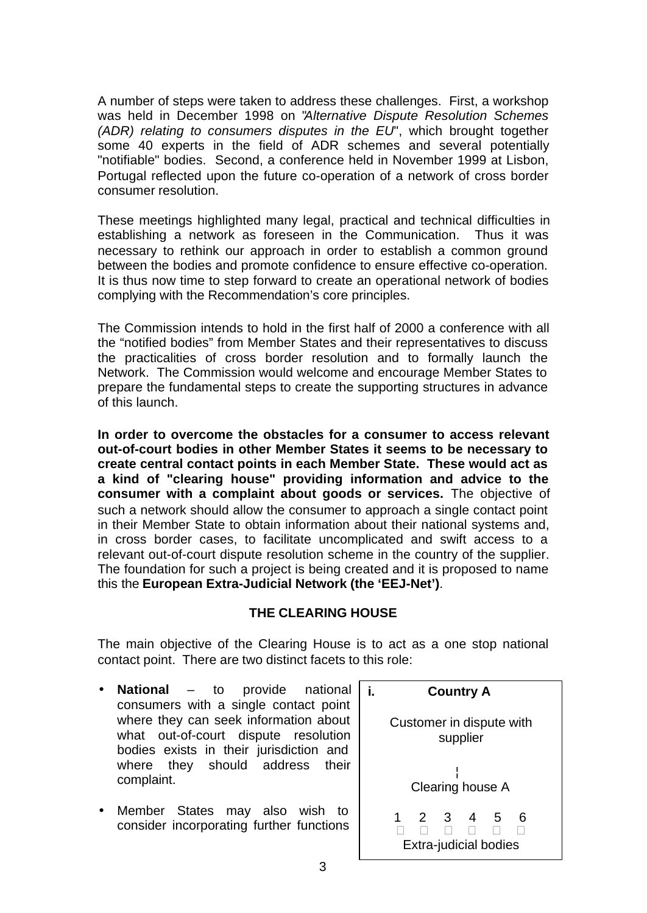A number of steps were taken to address these challenges. First, a workshop was held in December 1998 on "*Alternative Dispute Resolution Schemes (ADR) relating to consumers disputes in the EU*", which brought together some 40 experts in the field of ADR schemes and several potentially "notifiable" bodies. Second, a conference held in November 1999 at Lisbon, Portugal reflected upon the future co-operation of a network of cross border consumer resolution.

These meetings highlighted many legal, practical and technical difficulties in establishing a network as foreseen in the Communication. Thus it was necessary to rethink our approach in order to establish a common ground between the bodies and promote confidence to ensure effective co-operation. It is thus now time to step forward to create an operational network of bodies complying with the Recommendation's core principles.

The Commission intends to hold in the first half of 2000 a conference with all the "notified bodies" from Member States and their representatives to discuss the practicalities of cross border resolution and to formally launch the Network. The Commission would welcome and encourage Member States to prepare the fundamental steps to create the supporting structures in advance of this launch.

**In order to overcome the obstacles for a consumer to access relevant out-of-court bodies in other Member States it seems to be necessary to create central contact points in each Member State. These would act as a kind of "clearing house" providing information and advice to the consumer with a complaint about goods or services.** The objective of such a network should allow the consumer to approach a single contact point in their Member State to obtain information about their national systems and, in cross border cases, to facilitate uncomplicated and swift access to a relevant out-of-court dispute resolution scheme in the country of the supplier. The foundation for such a project is being created and it is proposed to name this the **European Extra-Judicial Network (the 'EEJ-Net')**.

## THE CLEARING HOUSE

The main objective of the Clearing House is to act as a one stop national contact point. There are two distinct facets to this role:

- **National** – to provide national consumers with a single contact point where they can seek information about what out-of-court dispute resolution bodies exists in their jurisdiction and where they should address their complaint.
- Member States may also wish to consider incorporating further functions

| i. **Country A** |
|---|
| Customer in dispute with supplier |
| ¦ |
| Clearing house A |
| 1 2 3 4 5 6 |
| Extra-judicial bodies |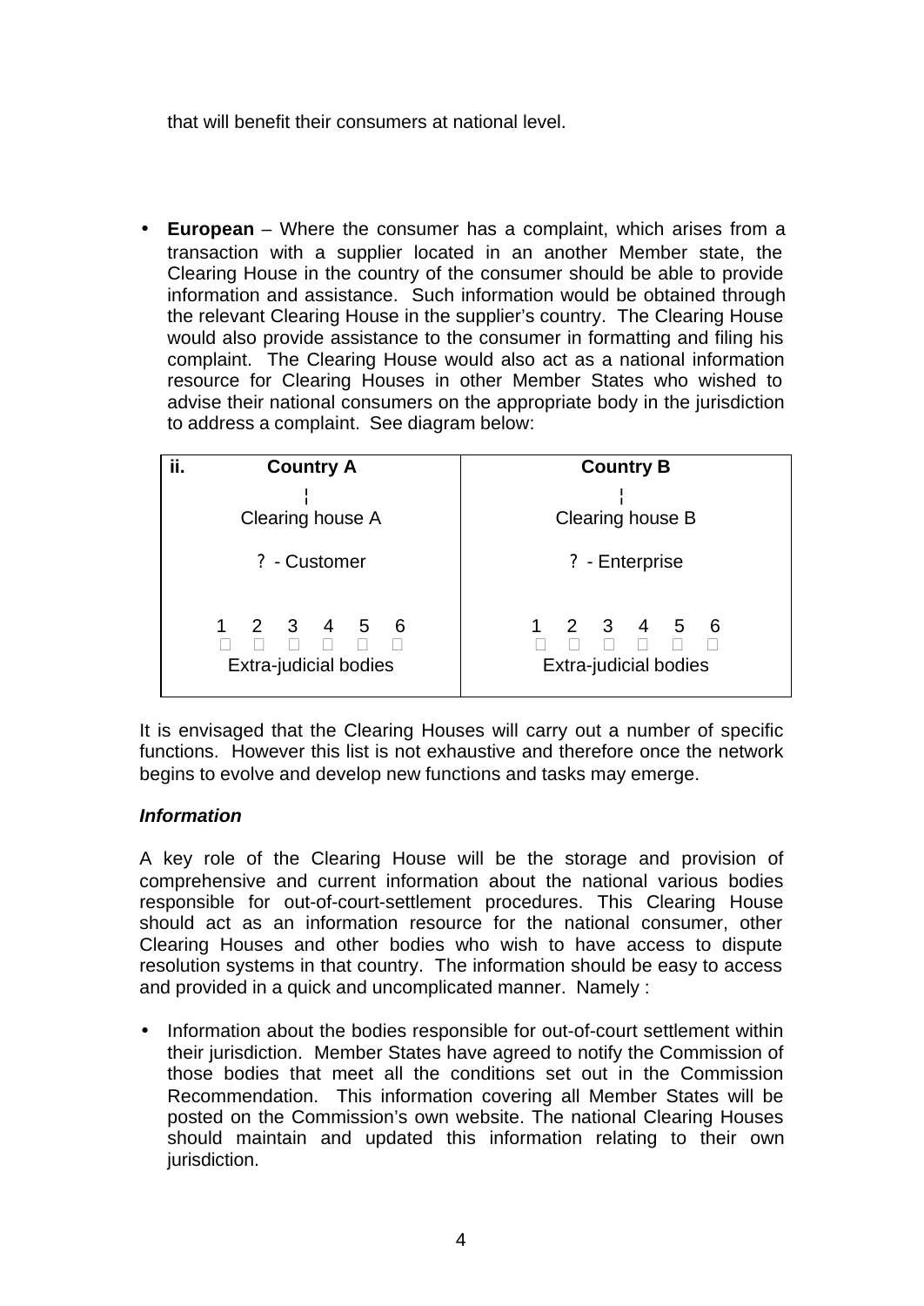that will benefit their consumers at national level.

- **European** – Where the consumer has a complaint, which arises from a transaction with a supplier located in an another Member state, the Clearing House in the country of the consumer should be able to provide information and assistance. Such information would be obtained through the relevant Clearing House in the supplier's country. The Clearing House would also provide assistance to the consumer in formatting and filing his complaint. The Clearing House would also act as a national information resource for Clearing Houses in other Member States who wished to advise their national consumers on the appropriate body in the jurisdiction to address a complaint. See diagram below:

| ii. Country A | Country B |
|---|---|
| ¦ | ¦ |
| Clearing house A | Clearing house B |
| ? - Customer | ? - Enterprise |
| 1 2 3 4 5 6 | 1 2 3 4 5 6 |
| Extra-judicial bodies | Extra-judicial bodies |

It is envisaged that the Clearing Houses will carry out a number of specific functions. However this list is not exhaustive and therefore once the network begins to evolve and develop new functions and tasks may emerge.

***Information***

A key role of the Clearing House will be the storage and provision of comprehensive and current information about the national various bodies responsible for out-of-court-settlement procedures. This Clearing House should act as an information resource for the national consumer, other Clearing Houses and other bodies who wish to have access to dispute resolution systems in that country. The information should be easy to access and provided in a quick and uncomplicated manner. Namely :

- Information about the bodies responsible for out-of-court settlement within their jurisdiction. Member States have agreed to notify the Commission of those bodies that meet all the conditions set out in the Commission Recommendation. This information covering all Member States will be posted on the Commission's own website. The national Clearing Houses should maintain and updated this information relating to their own jurisdiction.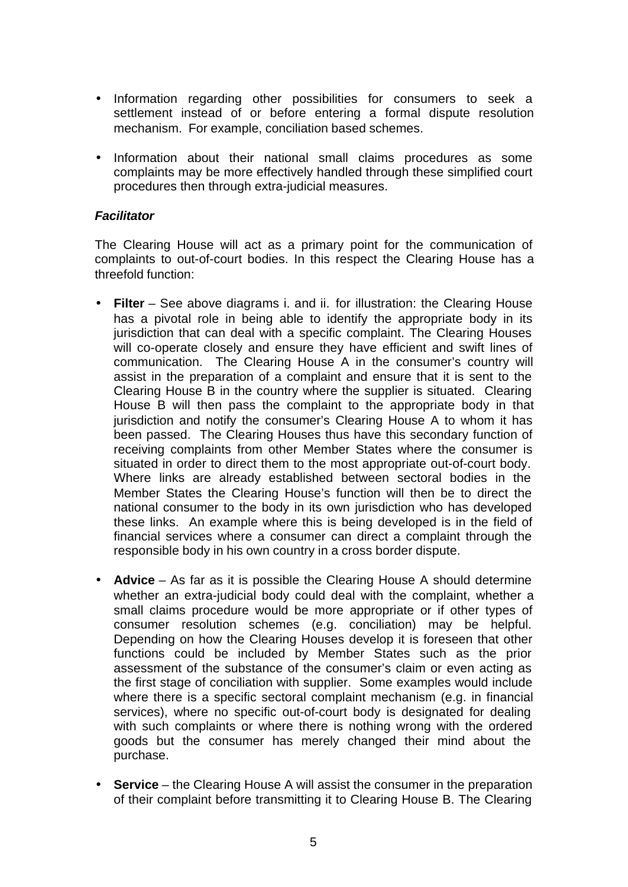- Information regarding other possibilities for consumers to seek a settlement instead of or before entering a formal dispute resolution mechanism. For example, conciliation based schemes.

- Information about their national small claims procedures as some complaints may be more effectively handled through these simplified court procedures then through extra-judicial measures.

***Facilitator***

The Clearing House will act as a primary point for the communication of complaints to out-of-court bodies. In this respect the Clearing House has a threefold function:

- **Filter** – See above diagrams i. and ii. for illustration: the Clearing House has a pivotal role in being able to identify the appropriate body in its jurisdiction that can deal with a specific complaint. The Clearing Houses will co-operate closely and ensure they have efficient and swift lines of communication. The Clearing House A in the consumer's country will assist in the preparation of a complaint and ensure that it is sent to the Clearing House B in the country where the supplier is situated. Clearing House B will then pass the complaint to the appropriate body in that jurisdiction and notify the consumer's Clearing House A to whom it has been passed. The Clearing Houses thus have this secondary function of receiving complaints from other Member States where the consumer is situated in order to direct them to the most appropriate out-of-court body. Where links are already established between sectoral bodies in the Member States the Clearing House's function will then be to direct the national consumer to the body in its own jurisdiction who has developed these links. An example where this is being developed is in the field of financial services where a consumer can direct a complaint through the responsible body in his own country in a cross border dispute.

- **Advice** – As far as it is possible the Clearing House A should determine whether an extra-judicial body could deal with the complaint, whether a small claims procedure would be more appropriate or if other types of consumer resolution schemes (e.g. conciliation) may be helpful. Depending on how the Clearing Houses develop it is foreseen that other functions could be included by Member States such as the prior assessment of the substance of the consumer's claim or even acting as the first stage of conciliation with supplier. Some examples would include where there is a specific sectoral complaint mechanism (e.g. in financial services), where no specific out-of-court body is designated for dealing with such complaints or where there is nothing wrong with the ordered goods but the consumer has merely changed their mind about the purchase.

- **Service** – the Clearing House A will assist the consumer in the preparation of their complaint before transmitting it to Clearing House B. The Clearing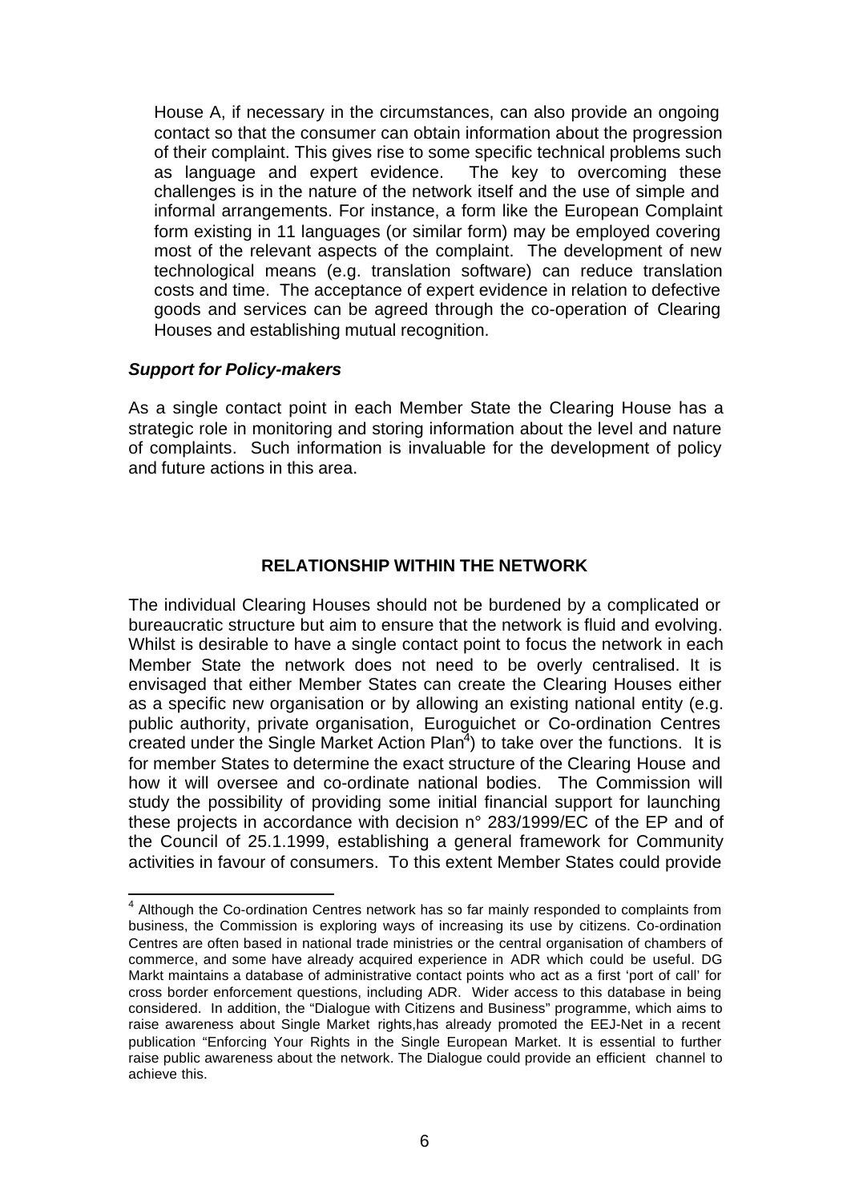House A, if necessary in the circumstances, can also provide an ongoing contact so that the consumer can obtain information about the progression of their complaint. This gives rise to some specific technical problems such as language and expert evidence. The key to overcoming these challenges is in the nature of the network itself and the use of simple and informal arrangements. For instance, a form like the European Complaint form existing in 11 languages (or similar form) may be employed covering most of the relevant aspects of the complaint. The development of new technological means (e.g. translation software) can reduce translation costs and time. The acceptance of expert evidence in relation to defective goods and services can be agreed through the co-operation of Clearing Houses and establishing mutual recognition.

***Support for Policy-makers***

As a single contact point in each Member State the Clearing House has a strategic role in monitoring and storing information about the level and nature of complaints. Such information is invaluable for the development of policy and future actions in this area.

## RELATIONSHIP WITHIN THE NETWORK

The individual Clearing Houses should not be burdened by a complicated or bureaucratic structure but aim to ensure that the network is fluid and evolving. Whilst is desirable to have a single contact point to focus the network in each Member State the network does not need to be overly centralised. It is envisaged that either Member States can create the Clearing Houses either as a specific new organisation or by allowing an existing national entity (e.g. public authority, private organisation, Euroguichet or Co-ordination Centres created under the Single Market Action Plan[4]) to take over the functions. It is for member States to determine the exact structure of the Clearing House and how it will oversee and co-ordinate national bodies. The Commission will study the possibility of providing some initial financial support for launching these projects in accordance with decision n° 283/1999/EC of the EP and of the Council of 25.1.1999, establishing a general framework for Community activities in favour of consumers. To this extent Member States could provide

[4] Although the Co-ordination Centres network has so far mainly responded to complaints from business, the Commission is exploring ways of increasing its use by citizens. Co-ordination Centres are often based in national trade ministries or the central organisation of chambers of commerce, and some have already acquired experience in ADR which could be useful. DG Markt maintains a database of administrative contact points who act as a first 'port of call' for cross border enforcement questions, including ADR. Wider access to this database in being considered. In addition, the "Dialogue with Citizens and Business" programme, which aims to raise awareness about Single Market rights,has already promoted the EEJ-Net in a recent publication "Enforcing Your Rights in the Single European Market. It is essential to further raise public awareness about the network. The Dialogue could provide an efficient channel to achieve this.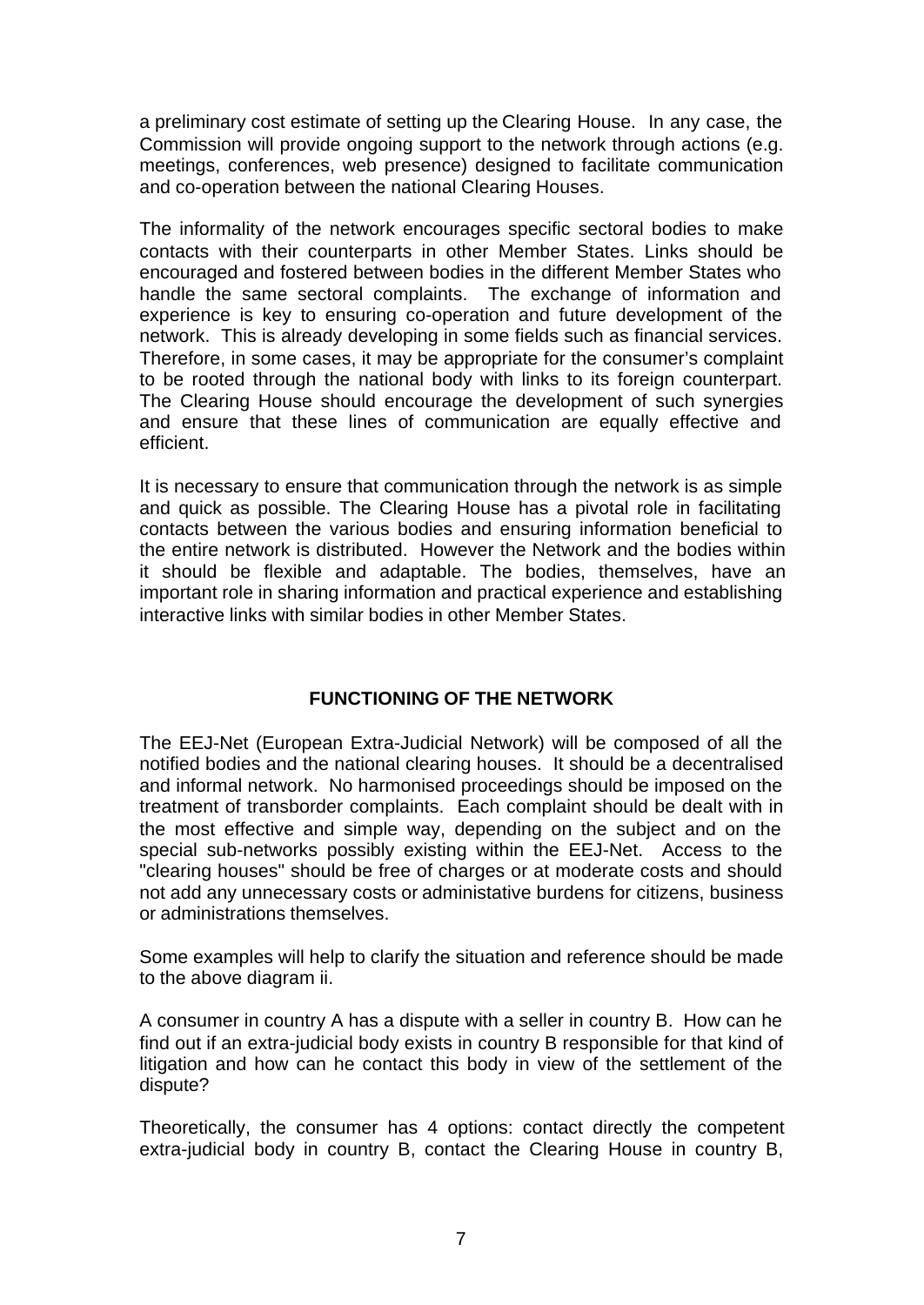a preliminary cost estimate of setting up the Clearing House. In any case, the Commission will provide ongoing support to the network through actions (e.g. meetings, conferences, web presence) designed to facilitate communication and co-operation between the national Clearing Houses.

The informality of the network encourages specific sectoral bodies to make contacts with their counterparts in other Member States. Links should be encouraged and fostered between bodies in the different Member States who handle the same sectoral complaints. The exchange of information and experience is key to ensuring co-operation and future development of the network. This is already developing in some fields such as financial services. Therefore, in some cases, it may be appropriate for the consumer's complaint to be rooted through the national body with links to its foreign counterpart. The Clearing House should encourage the development of such synergies and ensure that these lines of communication are equally effective and efficient.

It is necessary to ensure that communication through the network is as simple and quick as possible. The Clearing House has a pivotal role in facilitating contacts between the various bodies and ensuring information beneficial to the entire network is distributed. However the Network and the bodies within it should be flexible and adaptable. The bodies, themselves, have an important role in sharing information and practical experience and establishing interactive links with similar bodies in other Member States.

## FUNCTIONING OF THE NETWORK

The EEJ-Net (European Extra-Judicial Network) will be composed of all the notified bodies and the national clearing houses. It should be a decentralised and informal network. No harmonised proceedings should be imposed on the treatment of transborder complaints. Each complaint should be dealt with in the most effective and simple way, depending on the subject and on the special sub-networks possibly existing within the EEJ-Net. Access to the "clearing houses" should be free of charges or at moderate costs and should not add any unnecessary costs or administative burdens for citizens, business or administrations themselves.

Some examples will help to clarify the situation and reference should be made to the above diagram ii.

A consumer in country A has a dispute with a seller in country B. How can he find out if an extra-judicial body exists in country B responsible for that kind of litigation and how can he contact this body in view of the settlement of the dispute?

Theoretically, the consumer has 4 options: contact directly the competent extra-judicial body in country B, contact the Clearing House in country B,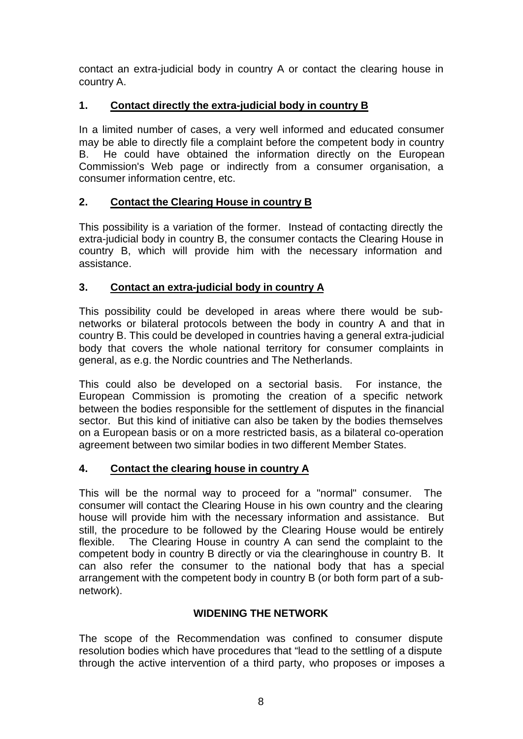contact an extra-judicial body in country A or contact the clearing house in country A.

## 1. Contact directly the extra-judicial body in country B

In a limited number of cases, a very well informed and educated consumer may be able to directly file a complaint before the competent body in country B. He could have obtained the information directly on the European Commission's Web page or indirectly from a consumer organisation, a consumer information centre, etc.

## 2. Contact the Clearing House in country B

This possibility is a variation of the former. Instead of contacting directly the extra-judicial body in country B, the consumer contacts the Clearing House in country B, which will provide him with the necessary information and assistance.

## 3. Contact an extra-judicial body in country A

This possibility could be developed in areas where there would be sub-networks or bilateral protocols between the body in country A and that in country B. This could be developed in countries having a general extra-judicial body that covers the whole national territory for consumer complaints in general, as e.g. the Nordic countries and The Netherlands.

This could also be developed on a sectorial basis. For instance, the European Commission is promoting the creation of a specific network between the bodies responsible for the settlement of disputes in the financial sector. But this kind of initiative can also be taken by the bodies themselves on a European basis or on a more restricted basis, as a bilateral co-operation agreement between two similar bodies in two different Member States.

## 4. Contact the clearing house in country A

This will be the normal way to proceed for a "normal" consumer. The consumer will contact the Clearing House in his own country and the clearing house will provide him with the necessary information and assistance. But still, the procedure to be followed by the Clearing House would be entirely flexible. The Clearing House in country A can send the complaint to the competent body in country B directly or via the clearinghouse in country B. It can also refer the consumer to the national body that has a special arrangement with the competent body in country B (or both form part of a sub-network).

## WIDENING THE NETWORK

The scope of the Recommendation was confined to consumer dispute resolution bodies which have procedures that “lead to the settling of a dispute through the active intervention of a third party, who proposes or imposes a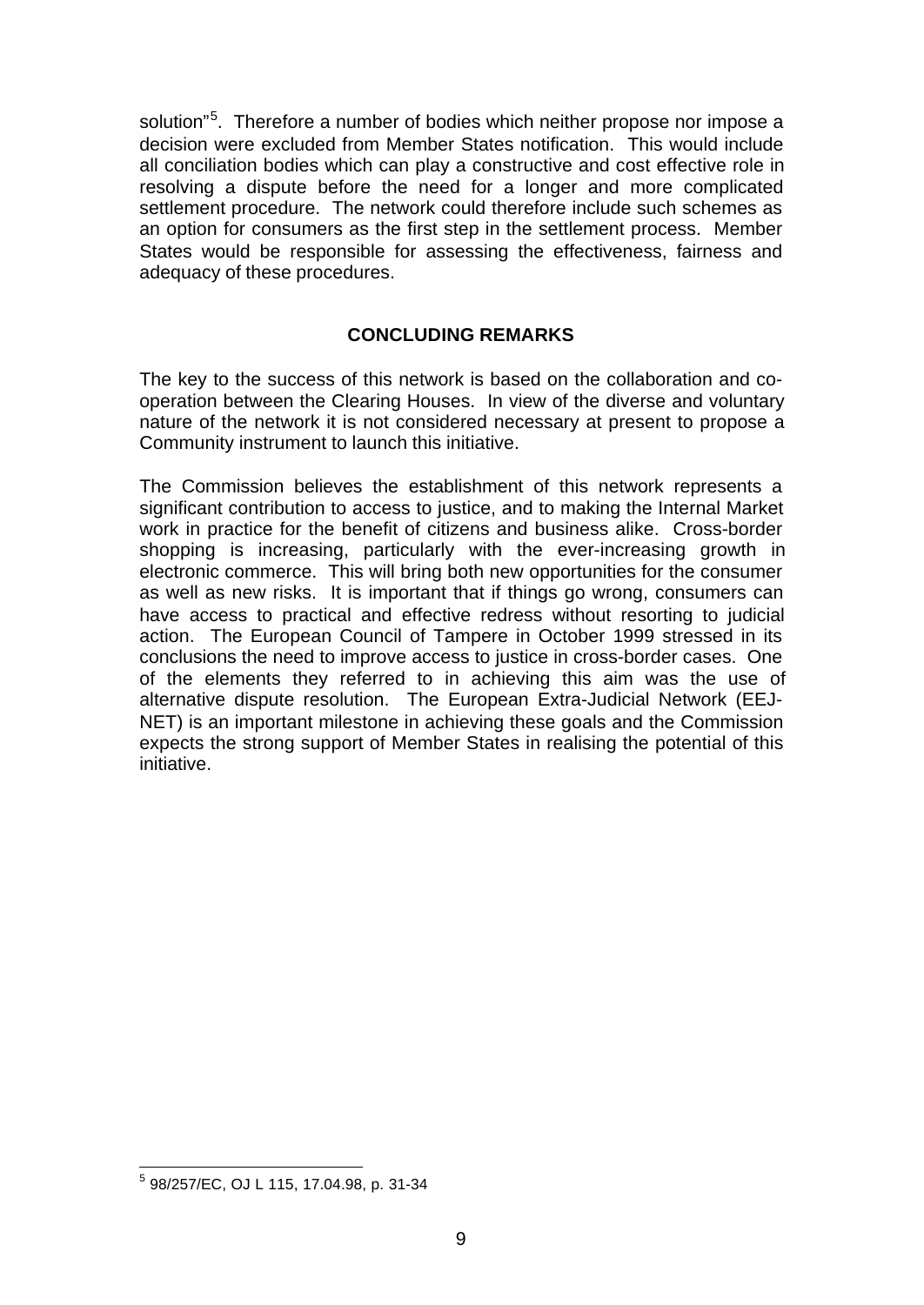solution"[5]. Therefore a number of bodies which neither propose nor impose a decision were excluded from Member States notification. This would include all conciliation bodies which can play a constructive and cost effective role in resolving a dispute before the need for a longer and more complicated settlement procedure. The network could therefore include such schemes as an option for consumers as the first step in the settlement process. Member States would be responsible for assessing the effectiveness, fairness and adequacy of these procedures.

## CONCLUDING REMARKS

The key to the success of this network is based on the collaboration and co-operation between the Clearing Houses. In view of the diverse and voluntary nature of the network it is not considered necessary at present to propose a Community instrument to launch this initiative.

The Commission believes the establishment of this network represents a significant contribution to access to justice, and to making the Internal Market work in practice for the benefit of citizens and business alike. Cross-border shopping is increasing, particularly with the ever-increasing growth in electronic commerce. This will bring both new opportunities for the consumer as well as new risks. It is important that if things go wrong, consumers can have access to practical and effective redress without resorting to judicial action. The European Council of Tampere in October 1999 stressed in its conclusions the need to improve access to justice in cross-border cases. One of the elements they referred to in achieving this aim was the use of alternative dispute resolution. The European Extra-Judicial Network (EEJ-NET) is an important milestone in achieving these goals and the Commission expects the strong support of Member States in realising the potential of this initiative.

[5] 98/257/EC, OJ L 115, 17.04.98, p. 31-34